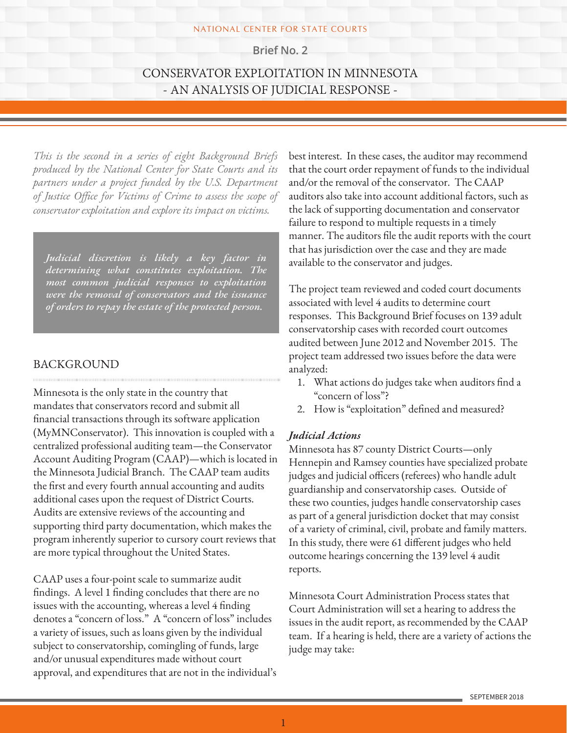NATIONAL CENTER FOR STATE COURTS

Brief No. 2

# CONSERVATOR EXPLOITATION IN MINNESOTA
# - AN ANALYSIS OF JUDICIAL RESPONSE -

*This is the second in a series of eight Background Briefs produced by the National Center for State Courts and its partners under a project funded by the U.S. Department of Justice Office for Victims of Crime to assess the scope of conservator exploitation and explore its impact on victims.*

*Judicial discretion is likely a key factor in determining what constitutes exploitation. The most common judicial responses to exploitation were the removal of conservators and the issuance of orders to repay the estate of the protected person.*

## BACKGROUND

Minnesota is the only state in the country that mandates that conservators record and submit all financial transactions through its software application (MyMNConservator). This innovation is coupled with a centralized professional auditing team—the Conservator Account Auditing Program (CAAP)—which is located in the Minnesota Judicial Branch. The CAAP team audits the first and every fourth annual accounting and audits additional cases upon the request of District Courts. Audits are extensive reviews of the accounting and supporting third party documentation, which makes the program inherently superior to cursory court reviews that are more typical throughout the United States.

CAAP uses a four-point scale to summarize audit findings. A level 1 finding concludes that there are no issues with the accounting, whereas a level 4 finding denotes a "concern of loss." A "concern of loss" includes a variety of issues, such as loans given by the individual subject to conservatorship, comingling of funds, large and/or unusual expenditures made without court approval, and expenditures that are not in the individual's best interest. In these cases, the auditor may recommend that the court order repayment of funds to the individual and/or the removal of the conservator. The CAAP auditors also take into account additional factors, such as the lack of supporting documentation and conservator failure to respond to multiple requests in a timely manner. The auditors file the audit reports with the court that has jurisdiction over the case and they are made available to the conservator and judges.

The project team reviewed and coded court documents associated with level 4 audits to determine court responses. This Background Brief focuses on 139 adult conservatorship cases with recorded court outcomes audited between June 2012 and November 2015. The project team addressed two issues before the data were analyzed:

1. What actions do judges take when auditors find a "concern of loss"?
2. How is "exploitation" defined and measured?

### *Judicial Actions*

Minnesota has 87 county District Courts—only Hennepin and Ramsey counties have specialized probate judges and judicial officers (referees) who handle adult guardianship and conservatorship cases. Outside of these two counties, judges handle conservatorship cases as part of a general jurisdiction docket that may consist of a variety of criminal, civil, probate and family matters. In this study, there were 61 different judges who held outcome hearings concerning the 139 level 4 audit reports.

Minnesota Court Administration Process states that Court Administration will set a hearing to address the issues in the audit report, as recommended by the CAAP team. If a hearing is held, there are a variety of actions the judge may take: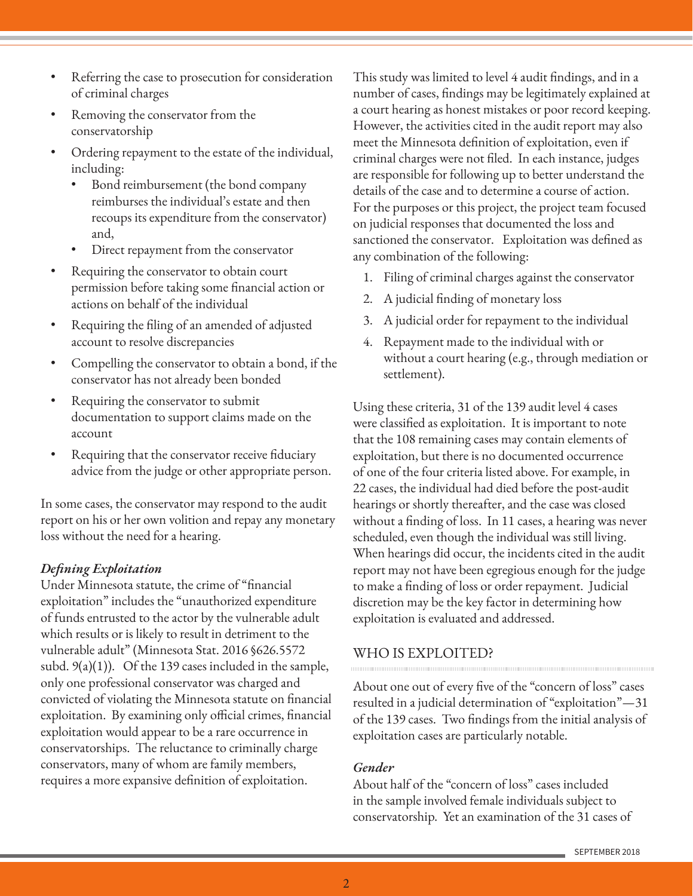- Referring the case to prosecution for consideration of criminal charges
- Removing the conservator from the conservatorship
- Ordering repayment to the estate of the individual, including:
  - Bond reimbursement (the bond company reimburses the individual's estate and then recoups its expenditure from the conservator) and,
  - Direct repayment from the conservator
- Requiring the conservator to obtain court permission before taking some financial action or actions on behalf of the individual
- Requiring the filing of an amended of adjusted account to resolve discrepancies
- Compelling the conservator to obtain a bond, if the conservator has not already been bonded
- Requiring the conservator to submit documentation to support claims made on the account
- Requiring that the conservator receive fiduciary advice from the judge or other appropriate person.

In some cases, the conservator may respond to the audit report on his or her own volition and repay any monetary loss without the need for a hearing.

### *Defining Exploitation*

Under Minnesota statute, the crime of "financial exploitation" includes the "unauthorized expenditure of funds entrusted to the actor by the vulnerable adult which results or is likely to result in detriment to the vulnerable adult" (Minnesota Stat. 2016 §626.5572 subd. 9(a)(1)). Of the 139 cases included in the sample, only one professional conservator was charged and convicted of violating the Minnesota statute on financial exploitation. By examining only official crimes, financial exploitation would appear to be a rare occurrence in conservatorships. The reluctance to criminally charge conservators, many of whom are family members, requires a more expansive definition of exploitation.

This study was limited to level 4 audit findings, and in a number of cases, findings may be legitimately explained at a court hearing as honest mistakes or poor record keeping. However, the activities cited in the audit report may also meet the Minnesota definition of exploitation, even if criminal charges were not filed. In each instance, judges are responsible for following up to better understand the details of the case and to determine a course of action. For the purposes or this project, the project team focused on judicial responses that documented the loss and sanctioned the conservator. Exploitation was defined as any combination of the following:

1. Filing of criminal charges against the conservator
2. A judicial finding of monetary loss
3. A judicial order for repayment to the individual
4. Repayment made to the individual with or without a court hearing (e.g., through mediation or settlement).

Using these criteria, 31 of the 139 audit level 4 cases were classified as exploitation. It is important to note that the 108 remaining cases may contain elements of exploitation, but there is no documented occurrence of one of the four criteria listed above. For example, in 22 cases, the individual had died before the post-audit hearings or shortly thereafter, and the case was closed without a finding of loss. In 11 cases, a hearing was never scheduled, even though the individual was still living. When hearings did occur, the incidents cited in the audit report may not have been egregious enough for the judge to make a finding of loss or order repayment. Judicial discretion may be the key factor in determining how exploitation is evaluated and addressed.

## WHO IS EXPLOITED?

About one out of every five of the "concern of loss" cases resulted in a judicial determination of "exploitation"—31 of the 139 cases. Two findings from the initial analysis of exploitation cases are particularly notable.

### *Gender*

About half of the "concern of loss" cases included in the sample involved female individuals subject to conservatorship. Yet an examination of the 31 cases of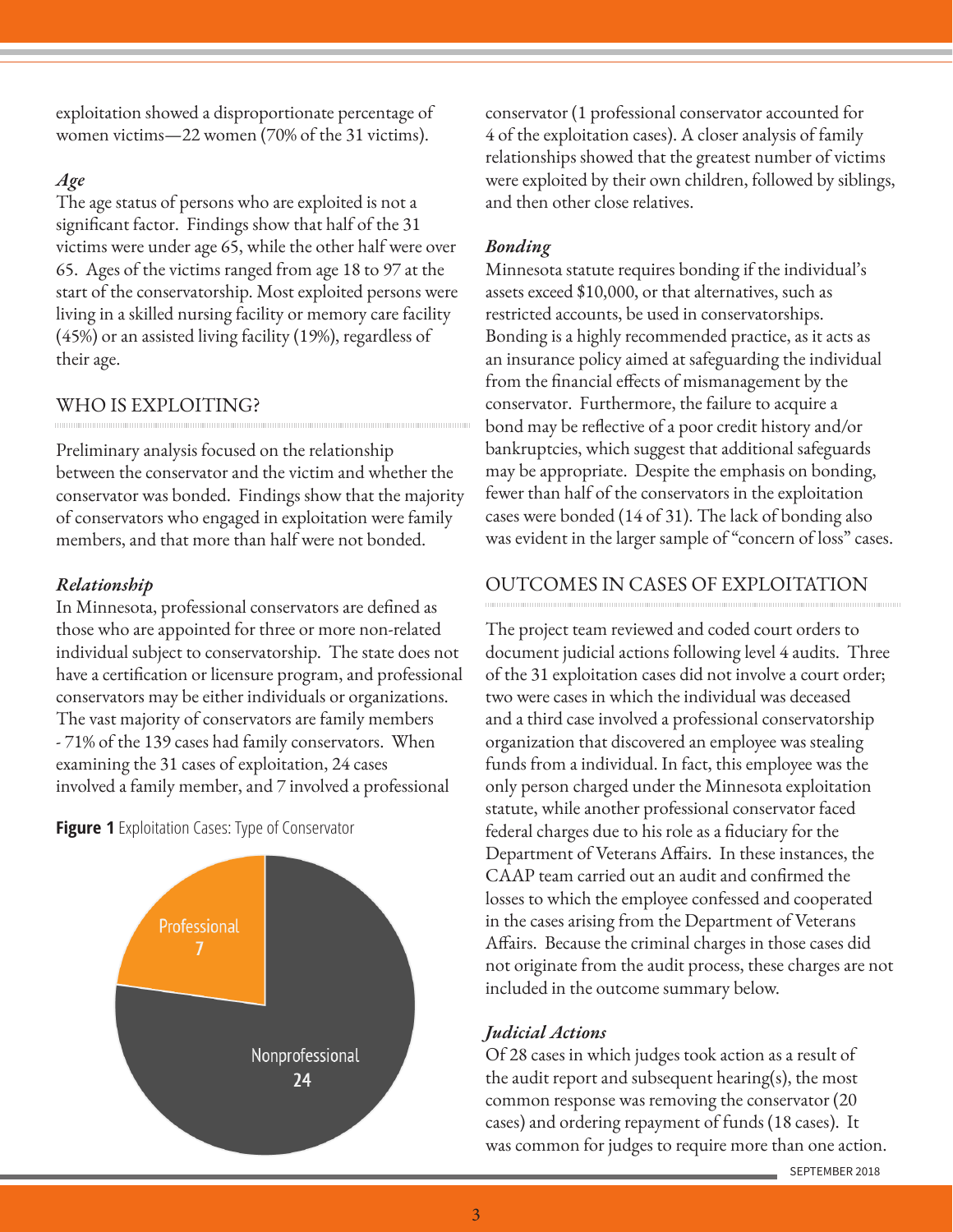exploitation showed a disproportionate percentage of women victims—22 women (70% of the 31 victims).

### *Age*

The age status of persons who are exploited is not a significant factor. Findings show that half of the 31 victims were under age 65, while the other half were over 65. Ages of the victims ranged from age 18 to 97 at the start of the conservatorship. Most exploited persons were living in a skilled nursing facility or memory care facility (45%) or an assisted living facility (19%), regardless of their age.

## WHO IS EXPLOITING?

Preliminary analysis focused on the relationship between the conservator and the victim and whether the conservator was bonded. Findings show that the majority of conservators who engaged in exploitation were family members, and that more than half were not bonded.

### *Relationship*

In Minnesota, professional conservators are defined as those who are appointed for three or more non-related individual subject to conservatorship. The state does not have a certification or licensure program, and professional conservators may be either individuals or organizations. The vast majority of conservators are family members - 71% of the 139 cases had family conservators. When examining the 31 cases of exploitation, 24 cases involved a family member, and 7 involved a professional conservator (1 professional conservator accounted for 4 of the exploitation cases). A closer analysis of family relationships showed that the greatest number of victims were exploited by their own children, followed by siblings, and then other close relatives.

**Figure 1** Exploitation Cases: Type of Conservator

| Type of Conservator | Cases |
|---|---|
| Professional | 7 |
| Nonprofessional | 24 |

### *Bonding*

Minnesota statute requires bonding if the individual's assets exceed $10,000, or that alternatives, such as restricted accounts, be used in conservatorships. Bonding is a highly recommended practice, as it acts as an insurance policy aimed at safeguarding the individual from the financial effects of mismanagement by the conservator. Furthermore, the failure to acquire a bond may be reflective of a poor credit history and/or bankruptcies, which suggest that additional safeguards may be appropriate. Despite the emphasis on bonding, fewer than half of the conservators in the exploitation cases were bonded (14 of 31). The lack of bonding also was evident in the larger sample of "concern of loss" cases.

## OUTCOMES IN CASES OF EXPLOITATION

The project team reviewed and coded court orders to document judicial actions following level 4 audits. Three of the 31 exploitation cases did not involve a court order; two were cases in which the individual was deceased and a third case involved a professional conservatorship organization that discovered an employee was stealing funds from a individual. In fact, this employee was the only person charged under the Minnesota exploitation statute, while another professional conservator faced federal charges due to his role as a fiduciary for the Department of Veterans Affairs. In these instances, the CAAP team carried out an audit and confirmed the losses to which the employee confessed and cooperated in the cases arising from the Department of Veterans Affairs. Because the criminal charges in those cases did not originate from the audit process, these charges are not included in the outcome summary below.

### *Judicial Actions*

Of 28 cases in which judges took action as a result of the audit report and subsequent hearing(s), the most common response was removing the conservator (20 cases) and ordering repayment of funds (18 cases). It was common for judges to require more than one action.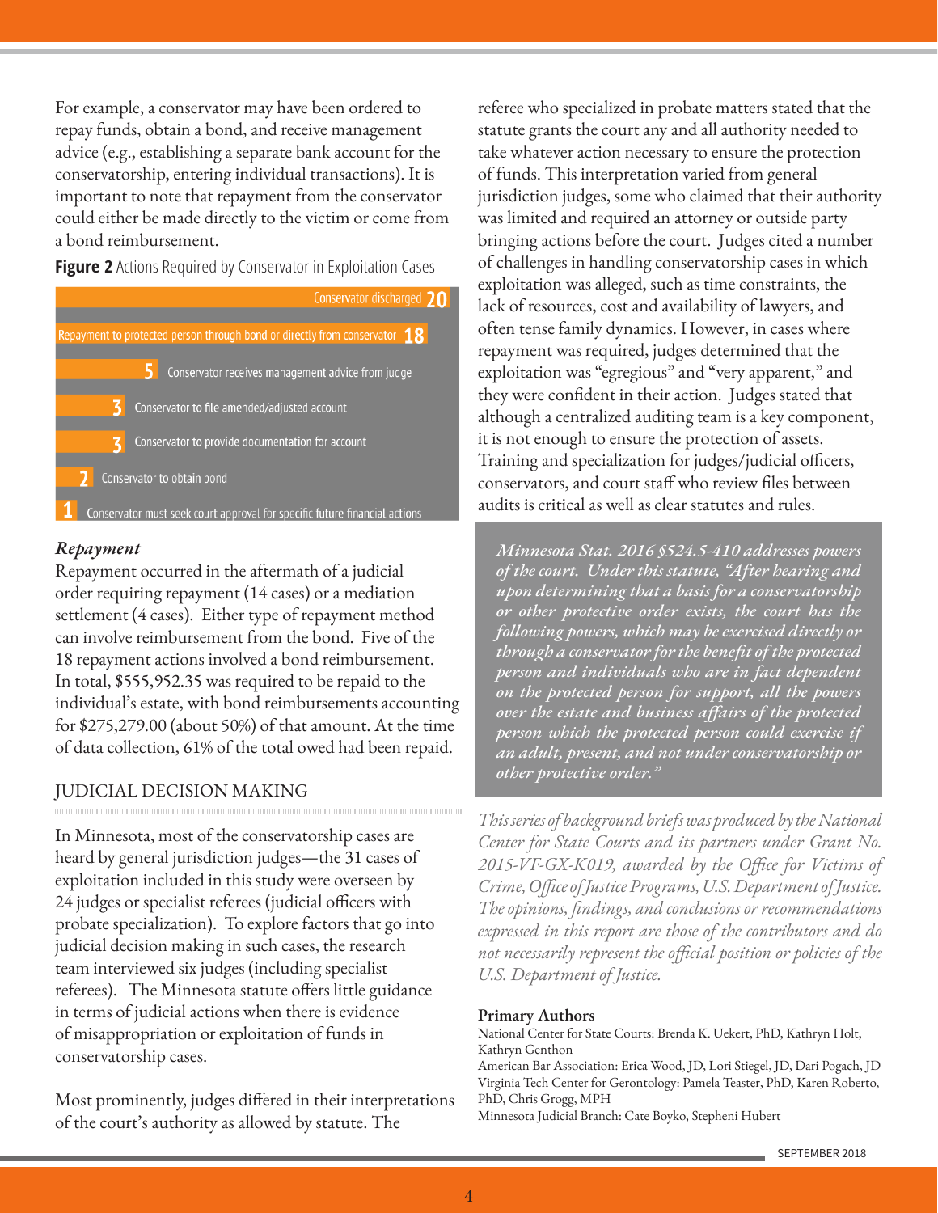For example, a conservator may have been ordered to repay funds, obtain a bond, and receive management advice (e.g., establishing a separate bank account for the conservatorship, entering individual transactions). It is important to note that repayment from the conservator could either be made directly to the victim or come from a bond reimbursement.

**Figure 2** Actions Required by Conservator in Exploitation Cases

Conservator discharged 20

Repayment to protected person through bond or directly from conservator 18

5 Conservator receives management advice from judge

3 Conservator to file amended/adjusted account

3 Conservator to provide documentation for account

2 Conservator to obtain bond

1 Conservator must seek court approval for specific future financial actions

### *Repayment*

Repayment occurred in the aftermath of a judicial order requiring repayment (14 cases) or a mediation settlement (4 cases). Either type of repayment method can involve reimbursement from the bond. Five of the 18 repayment actions involved a bond reimbursement. In total, $555,952.35 was required to be repaid to the individual's estate, with bond reimbursements accounting for $275,279.00 (about 50%) of that amount. At the time of data collection, 61% of the total owed had been repaid.

## JUDICIAL DECISION MAKING

In Minnesota, most of the conservatorship cases are heard by general jurisdiction judges—the 31 cases of exploitation included in this study were overseen by 24 judges or specialist referees (judicial officers with probate specialization). To explore factors that go into judicial decision making in such cases, the research team interviewed six judges (including specialist referees). The Minnesota statute offers little guidance in terms of judicial actions when there is evidence of misappropriation or exploitation of funds in conservatorship cases.

Most prominently, judges differed in their interpretations of the court's authority as allowed by statute. The referee who specialized in probate matters stated that the statute grants the court any and all authority needed to take whatever action necessary to ensure the protection of funds. This interpretation varied from general jurisdiction judges, some who claimed that their authority was limited and required an attorney or outside party bringing actions before the court. Judges cited a number of challenges in handling conservatorship cases in which exploitation was alleged, such as time constraints, the lack of resources, cost and availability of lawyers, and often tense family dynamics. However, in cases where repayment was required, judges determined that the exploitation was "egregious" and "very apparent," and they were confident in their action. Judges stated that although a centralized auditing team is a key component, it is not enough to ensure the protection of assets. Training and specialization for judges/judicial officers, conservators, and court staff who review files between audits is critical as well as clear statutes and rules.

*Minnesota Stat. 2016 §524.5-410 addresses powers of the court. Under this statute, "After hearing and upon determining that a basis for a conservatorship or other protective order exists, the court has the following powers, which may be exercised directly or through a conservator for the benefit of the protected person and individuals who are in fact dependent on the protected person for support, all the powers over the estate and business affairs of the protected person which the protected person could exercise if an adult, present, and not under conservatorship or other protective order."*

*This series of background briefs was produced by the National Center for State Courts and its partners under Grant No. 2015-VF-GX-K019, awarded by the Office for Victims of Crime, Office of Justice Programs, U.S. Department of Justice. The opinions, findings, and conclusions or recommendations expressed in this report are those of the contributors and do not necessarily represent the official position or policies of the U.S. Department of Justice.*

**Primary Authors**

National Center for State Courts: Brenda K. Uekert, PhD, Kathryn Holt, Kathryn Genthon
American Bar Association: Erica Wood, JD, Lori Stiegel, JD, Dari Pogach, JD
Virginia Tech Center for Gerontology: Pamela Teaster, PhD, Karen Roberto, PhD, Chris Grogg, MPH
Minnesota Judicial Branch: Cate Boyko, Stepheni Hubert

SEPTEMBER 2018